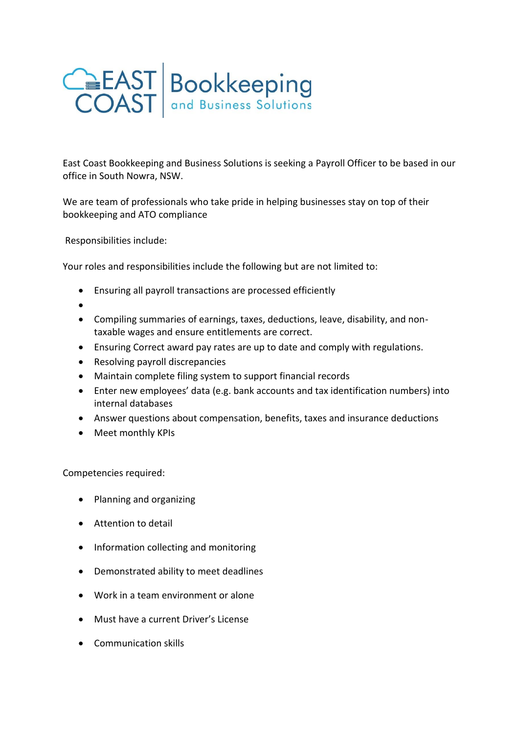EAST COAST Bookkeeping and Business Solutions

East Coast Bookkeeping and Business Solutions is seeking a Payroll Officer to be based in our office in South Nowra, NSW.

We are team of professionals who take pride in helping businesses stay on top of their bookkeeping and ATO compliance

Responsibilities include:

Your roles and responsibilities include the following but are not limited to:

- Ensuring all payroll transactions are processed efficiently
- 
- Compiling summaries of earnings, taxes, deductions, leave, disability, and non-taxable wages and ensure entitlements are correct.
- Ensuring Correct award pay rates are up to date and comply with regulations.
- Resolving payroll discrepancies
- Maintain complete filing system to support financial records
- Enter new employees' data (e.g. bank accounts and tax identification numbers) into internal databases
- Answer questions about compensation, benefits, taxes and insurance deductions
- Meet monthly KPIs

Competencies required:

- Planning and organizing
- Attention to detail
- Information collecting and monitoring
- Demonstrated ability to meet deadlines
- Work in a team environment or alone
- Must have a current Driver's License
- Communication skills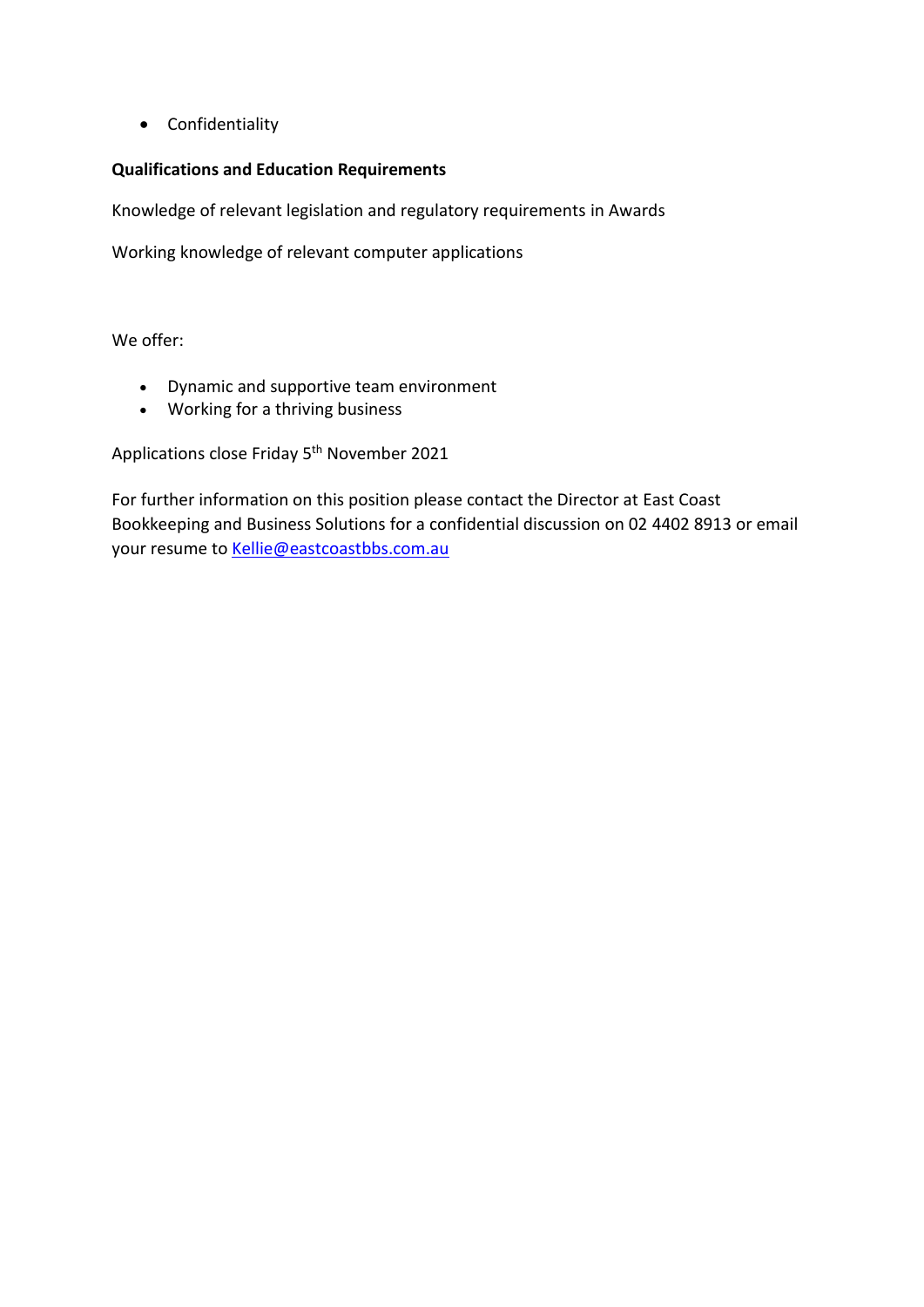- Confidentiality

**Qualifications and Education Requirements**

Knowledge of relevant legislation and regulatory requirements in Awards

Working knowledge of relevant computer applications

We offer:

- Dynamic and supportive team environment
- Working for a thriving business

Applications close Friday 5th November 2021

For further information on this position please contact the Director at East Coast Bookkeeping and Business Solutions for a confidential discussion on 02 4402 8913 or email your resume to [Kellie@eastcoastbbs.com.au](mailto:Kellie@eastcoastbbs.com.au)